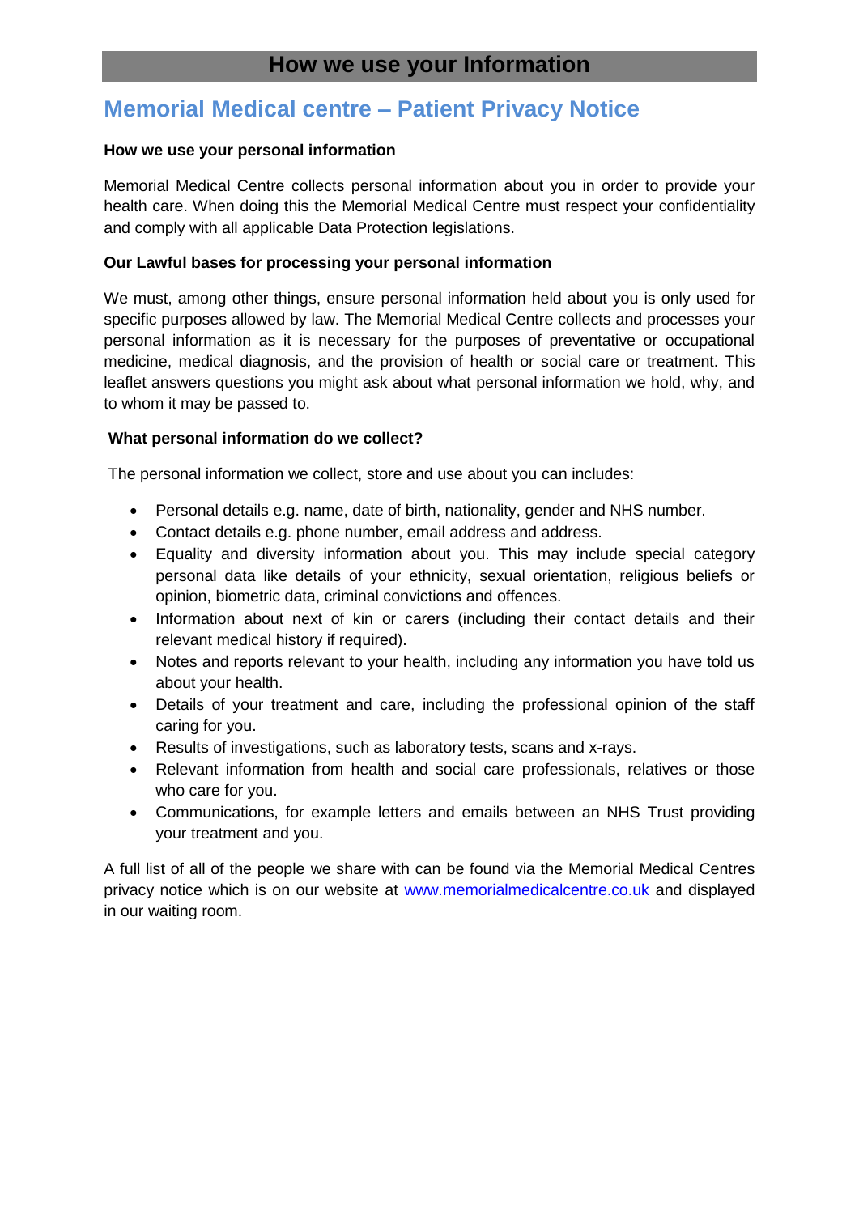# How we use your Information

## Memorial Medical centre – Patient Privacy Notice

**How we use your personal information**

Memorial Medical Centre collects personal information about you in order to provide your health care. When doing this the Memorial Medical Centre must respect your confidentiality and comply with all applicable Data Protection legislations.

**Our Lawful bases for processing your personal information**

We must, among other things, ensure personal information held about you is only used for specific purposes allowed by law. The Memorial Medical Centre collects and processes your personal information as it is necessary for the purposes of preventative or occupational medicine, medical diagnosis, and the provision of health or social care or treatment. This leaflet answers questions you might ask about what personal information we hold, why, and to whom it may be passed to.

**What personal information do we collect?**

The personal information we collect, store and use about you can includes:

- Personal details e.g. name, date of birth, nationality, gender and NHS number.
- Contact details e.g. phone number, email address and address.
- Equality and diversity information about you. This may include special category personal data like details of your ethnicity, sexual orientation, religious beliefs or opinion, biometric data, criminal convictions and offences.
- Information about next of kin or carers (including their contact details and their relevant medical history if required).
- Notes and reports relevant to your health, including any information you have told us about your health.
- Details of your treatment and care, including the professional opinion of the staff caring for you.
- Results of investigations, such as laboratory tests, scans and x-rays.
- Relevant information from health and social care professionals, relatives or those who care for you.
- Communications, for example letters and emails between an NHS Trust providing your treatment and you.

A full list of all of the people we share with can be found via the Memorial Medical Centres privacy notice which is on our website at [www.memorialmedicalcentre.co.uk](http://www.memorialmedicalcentre.co.uk) and displayed in our waiting room.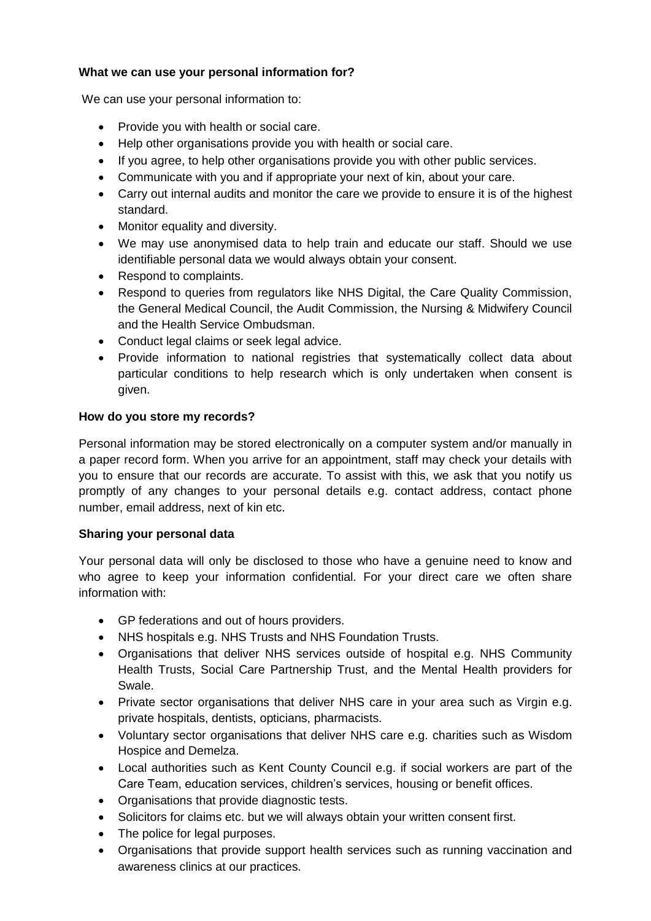**What we can use your personal information for?**

We can use your personal information to:

- Provide you with health or social care.
- Help other organisations provide you with health or social care.
- If you agree, to help other organisations provide you with other public services.
- Communicate with you and if appropriate your next of kin, about your care.
- Carry out internal audits and monitor the care we provide to ensure it is of the highest standard.
- Monitor equality and diversity.
- We may use anonymised data to help train and educate our staff. Should we use identifiable personal data we would always obtain your consent.
- Respond to complaints.
- Respond to queries from regulators like NHS Digital, the Care Quality Commission, the General Medical Council, the Audit Commission, the Nursing & Midwifery Council and the Health Service Ombudsman.
- Conduct legal claims or seek legal advice.
- Provide information to national registries that systematically collect data about particular conditions to help research which is only undertaken when consent is given.

**How do you store my records?**

Personal information may be stored electronically on a computer system and/or manually in a paper record form. When you arrive for an appointment, staff may check your details with you to ensure that our records are accurate. To assist with this, we ask that you notify us promptly of any changes to your personal details e.g. contact address, contact phone number, email address, next of kin etc.

**Sharing your personal data**

Your personal data will only be disclosed to those who have a genuine need to know and who agree to keep your information confidential. For your direct care we often share information with:

- GP federations and out of hours providers.
- NHS hospitals e.g. NHS Trusts and NHS Foundation Trusts.
- Organisations that deliver NHS services outside of hospital e.g. NHS Community Health Trusts, Social Care Partnership Trust, and the Mental Health providers for Swale.
- Private sector organisations that deliver NHS care in your area such as Virgin e.g. private hospitals, dentists, opticians, pharmacists.
- Voluntary sector organisations that deliver NHS care e.g. charities such as Wisdom Hospice and Demelza.
- Local authorities such as Kent County Council e.g. if social workers are part of the Care Team, education services, children's services, housing or benefit offices.
- Organisations that provide diagnostic tests.
- Solicitors for claims etc. but we will always obtain your written consent first.
- The police for legal purposes.
- Organisations that provide support health services such as running vaccination and awareness clinics at our practices.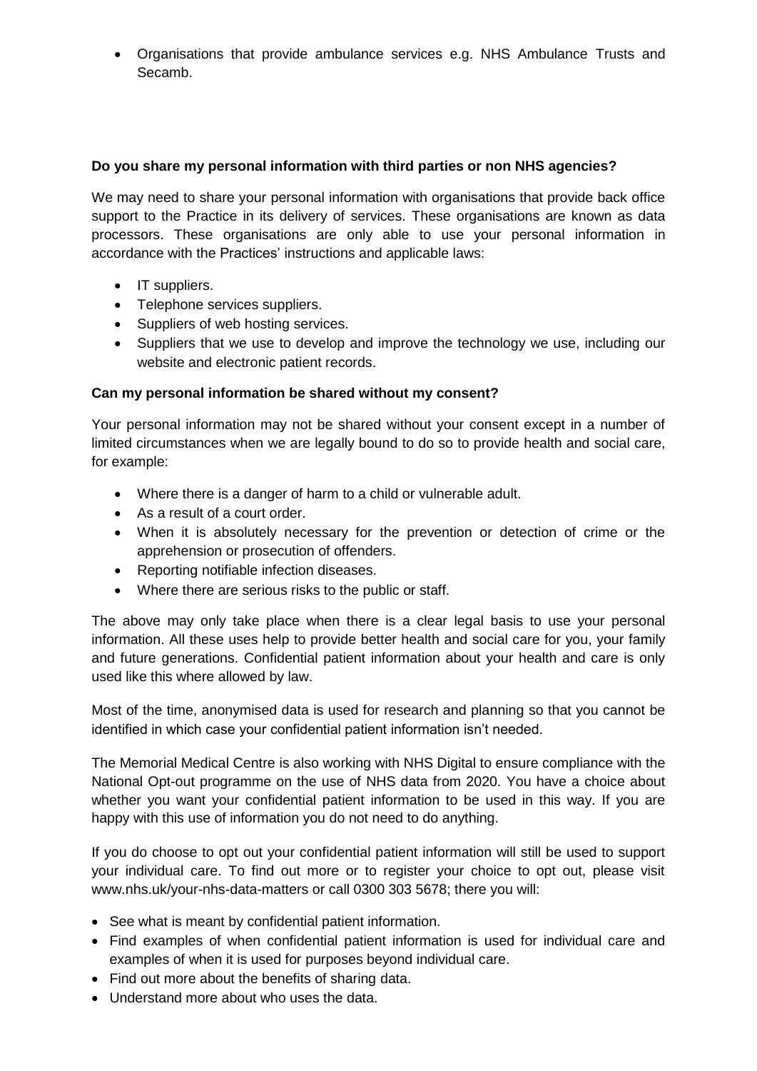- Organisations that provide ambulance services e.g. NHS Ambulance Trusts and Secamb.

**Do you share my personal information with third parties or non NHS agencies?**

We may need to share your personal information with organisations that provide back office support to the Practice in its delivery of services. These organisations are known as data processors. These organisations are only able to use your personal information in accordance with the Practices' instructions and applicable laws:

- IT suppliers.
- Telephone services suppliers.
- Suppliers of web hosting services.
- Suppliers that we use to develop and improve the technology we use, including our website and electronic patient records.

**Can my personal information be shared without my consent?**

Your personal information may not be shared without your consent except in a number of limited circumstances when we are legally bound to do so to provide health and social care, for example:

- Where there is a danger of harm to a child or vulnerable adult.
- As a result of a court order.
- When it is absolutely necessary for the prevention or detection of crime or the apprehension or prosecution of offenders.
- Reporting notifiable infection diseases.
- Where there are serious risks to the public or staff.

The above may only take place when there is a clear legal basis to use your personal information. All these uses help to provide better health and social care for you, your family and future generations. Confidential patient information about your health and care is only used like this where allowed by law.

Most of the time, anonymised data is used for research and planning so that you cannot be identified in which case your confidential patient information isn't needed.

The Memorial Medical Centre is also working with NHS Digital to ensure compliance with the National Opt-out programme on the use of NHS data from 2020. You have a choice about whether you want your confidential patient information to be used in this way. If you are happy with this use of information you do not need to do anything.

If you do choose to opt out your confidential patient information will still be used to support your individual care. To find out more or to register your choice to opt out, please visit www.nhs.uk/your-nhs-data-matters or call 0300 303 5678; there you will:

- See what is meant by confidential patient information.
- Find examples of when confidential patient information is used for individual care and examples of when it is used for purposes beyond individual care.
- Find out more about the benefits of sharing data.
- Understand more about who uses the data.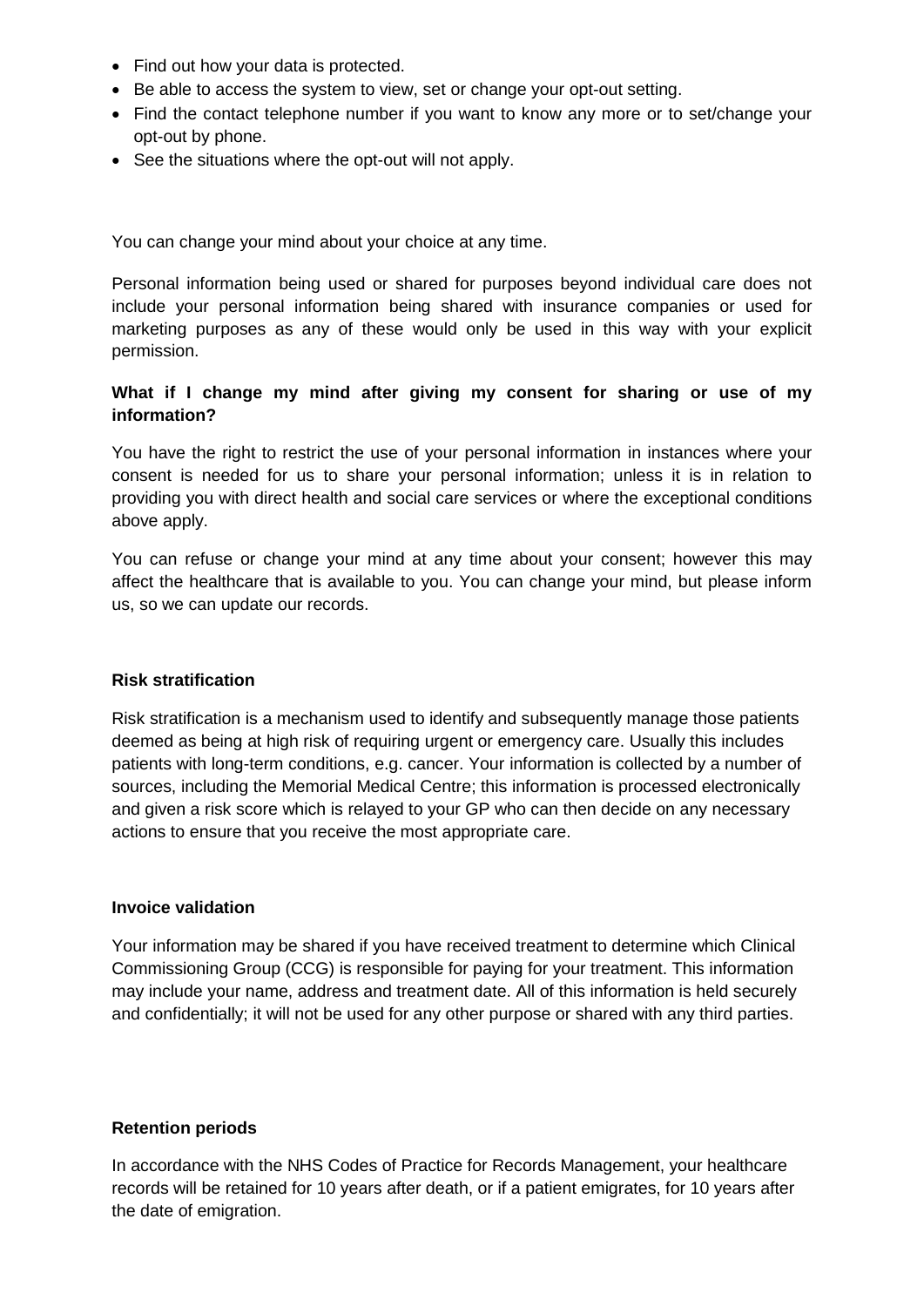- Find out how your data is protected.
- Be able to access the system to view, set or change your opt-out setting.
- Find the contact telephone number if you want to know any more or to set/change your opt-out by phone.
- See the situations where the opt-out will not apply.

You can change your mind about your choice at any time.

Personal information being used or shared for purposes beyond individual care does not include your personal information being shared with insurance companies or used for marketing purposes as any of these would only be used in this way with your explicit permission.

**What if I change my mind after giving my consent for sharing or use of my information?**

You have the right to restrict the use of your personal information in instances where your consent is needed for us to share your personal information; unless it is in relation to providing you with direct health and social care services or where the exceptional conditions above apply.

You can refuse or change your mind at any time about your consent; however this may affect the healthcare that is available to you. You can change your mind, but please inform us, so we can update our records.

**Risk stratification**

Risk stratification is a mechanism used to identify and subsequently manage those patients deemed as being at high risk of requiring urgent or emergency care. Usually this includes patients with long-term conditions, e.g. cancer. Your information is collected by a number of sources, including the Memorial Medical Centre; this information is processed electronically and given a risk score which is relayed to your GP who can then decide on any necessary actions to ensure that you receive the most appropriate care.

**Invoice validation**

Your information may be shared if you have received treatment to determine which Clinical Commissioning Group (CCG) is responsible for paying for your treatment. This information may include your name, address and treatment date. All of this information is held securely and confidentially; it will not be used for any other purpose or shared with any third parties.

**Retention periods**

In accordance with the NHS Codes of Practice for Records Management, your healthcare records will be retained for 10 years after death, or if a patient emigrates, for 10 years after the date of emigration.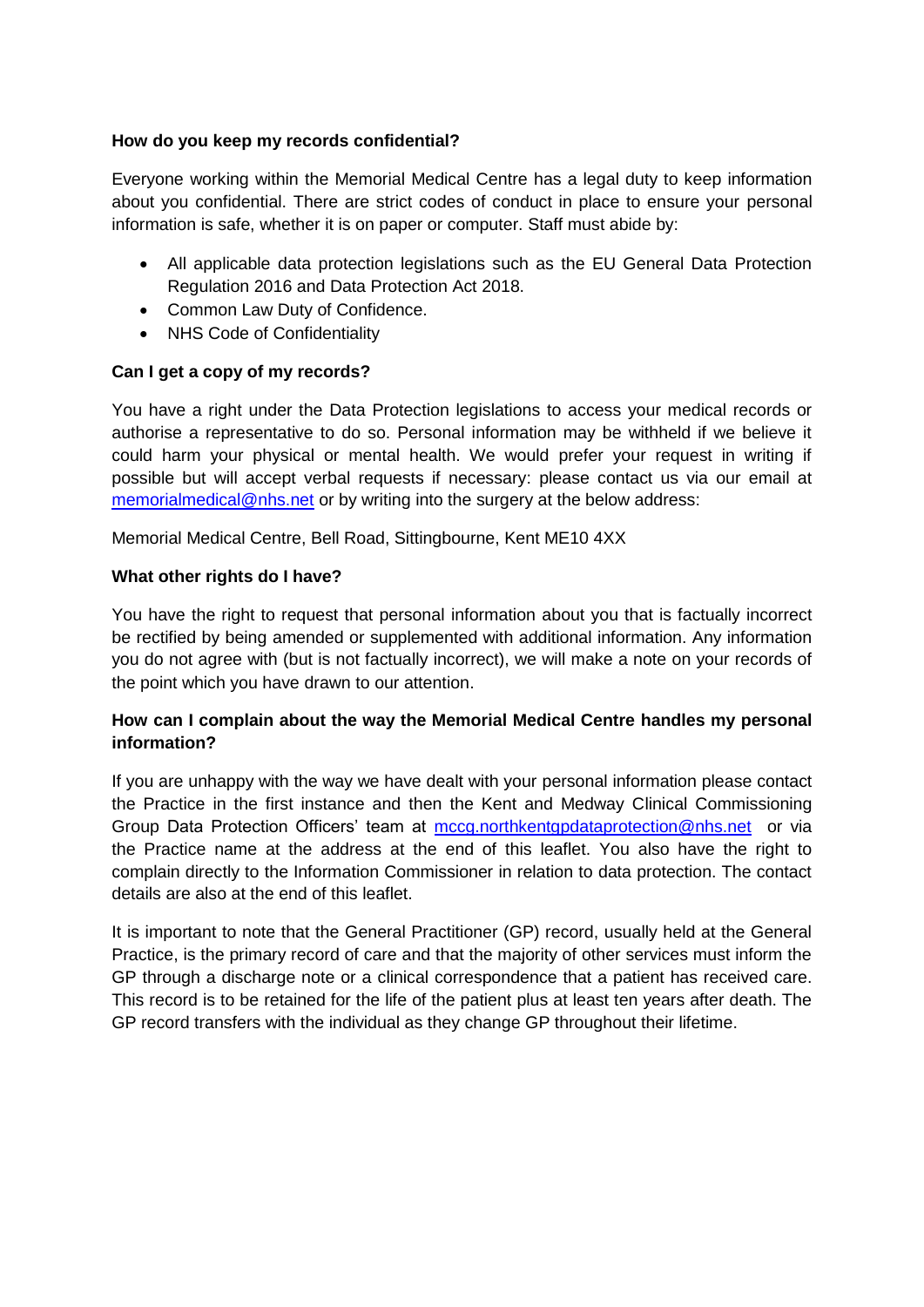**How do you keep my records confidential?**

Everyone working within the Memorial Medical Centre has a legal duty to keep information about you confidential. There are strict codes of conduct in place to ensure your personal information is safe, whether it is on paper or computer. Staff must abide by:

- All applicable data protection legislations such as the EU General Data Protection Regulation 2016 and Data Protection Act 2018.
- Common Law Duty of Confidence.
- NHS Code of Confidentiality

**Can I get a copy of my records?**

You have a right under the Data Protection legislations to access your medical records or authorise a representative to do so. Personal information may be withheld if we believe it could harm your physical or mental health. We would prefer your request in writing if possible but will accept verbal requests if necessary: please contact us via our email at memorialmedical@nhs.net or by writing into the surgery at the below address:

Memorial Medical Centre, Bell Road, Sittingbourne, Kent ME10 4XX

**What other rights do I have?**

You have the right to request that personal information about you that is factually incorrect be rectified by being amended or supplemented with additional information. Any information you do not agree with (but is not factually incorrect), we will make a note on your records of the point which you have drawn to our attention.

**How can I complain about the way the Memorial Medical Centre handles my personal information?**

If you are unhappy with the way we have dealt with your personal information please contact the Practice in the first instance and then the Kent and Medway Clinical Commissioning Group Data Protection Officers' team at mccg.northkentgpdataprotection@nhs.net or via the Practice name at the address at the end of this leaflet. You also have the right to complain directly to the Information Commissioner in relation to data protection. The contact details are also at the end of this leaflet.

It is important to note that the General Practitioner (GP) record, usually held at the General Practice, is the primary record of care and that the majority of other services must inform the GP through a discharge note or a clinical correspondence that a patient has received care. This record is to be retained for the life of the patient plus at least ten years after death. The GP record transfers with the individual as they change GP throughout their lifetime.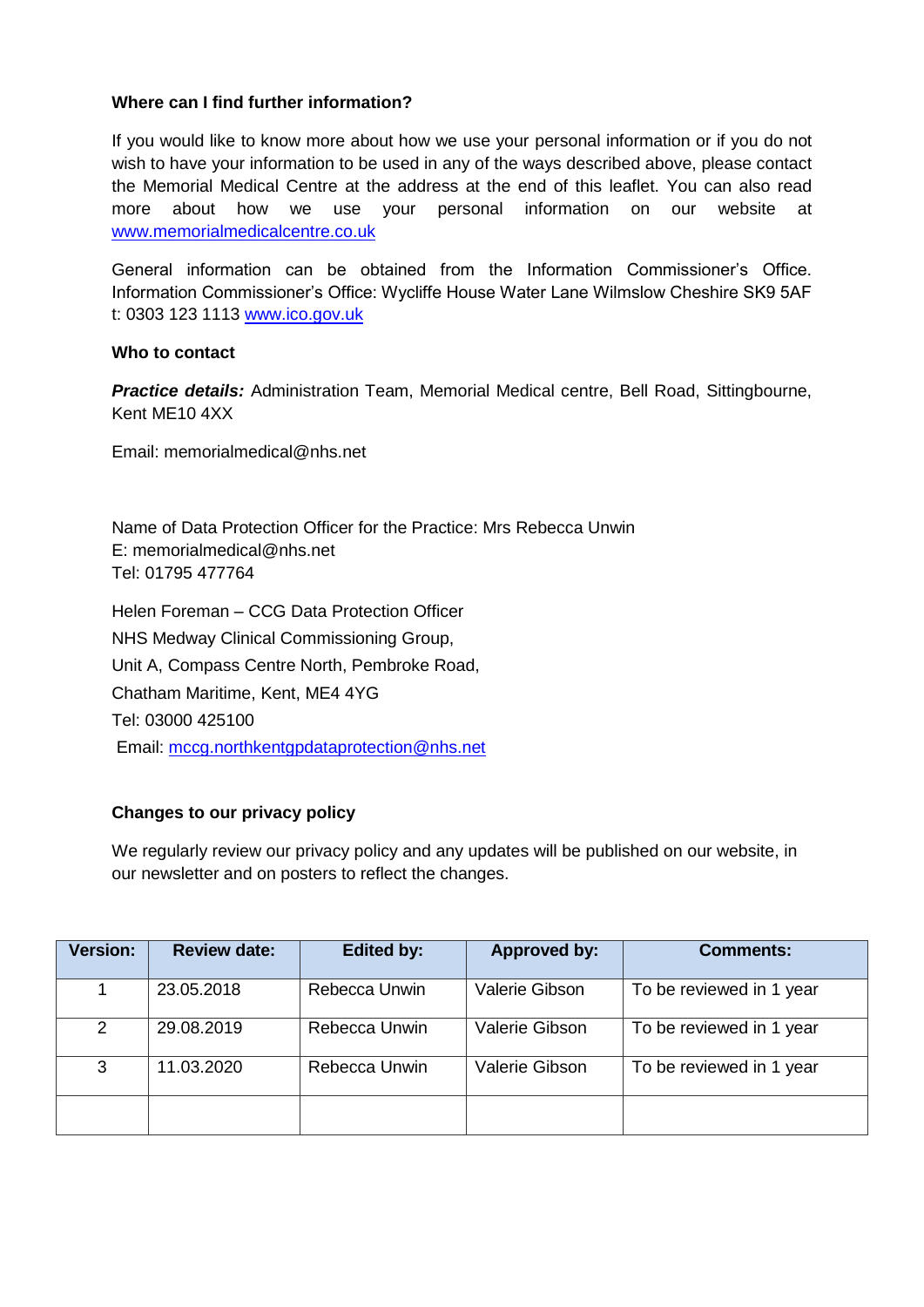**Where can I find further information?**

If you would like to know more about how we use your personal information or if you do not wish to have your information to be used in any of the ways described above, please contact the Memorial Medical Centre at the address at the end of this leaflet. You can also read more about how we use your personal information on our website at www.memorialmedicalcentre.co.uk

General information can be obtained from the Information Commissioner's Office. Information Commissioner's Office: Wycliffe House Water Lane Wilmslow Cheshire SK9 5AF t: 0303 123 1113 www.ico.gov.uk

**Who to contact**

***Practice details:*** Administration Team, Memorial Medical centre, Bell Road, Sittingbourne, Kent ME10 4XX

Email: memorialmedical@nhs.net

Name of Data Protection Officer for the Practice: Mrs Rebecca Unwin
E: memorialmedical@nhs.net
Tel: 01795 477764

Helen Foreman – CCG Data Protection Officer
NHS Medway Clinical Commissioning Group,
Unit A, Compass Centre North, Pembroke Road,
Chatham Maritime, Kent, ME4 4YG
Tel: 03000 425100
Email: mccg.northkentgpdataprotection@nhs.net

**Changes to our privacy policy**

We regularly review our privacy policy and any updates will be published on our website, in our newsletter and on posters to reflect the changes.

| Version: | Review date: | Edited by: | Approved by: | Comments: |
|---|---|---|---|---|
| 1 | 23.05.2018 | Rebecca Unwin | Valerie Gibson | To be reviewed in 1 year |
| 2 | 29.08.2019 | Rebecca Unwin | Valerie Gibson | To be reviewed in 1 year |
| 3 | 11.03.2020 | Rebecca Unwin | Valerie Gibson | To be reviewed in 1 year |
| | | | | |